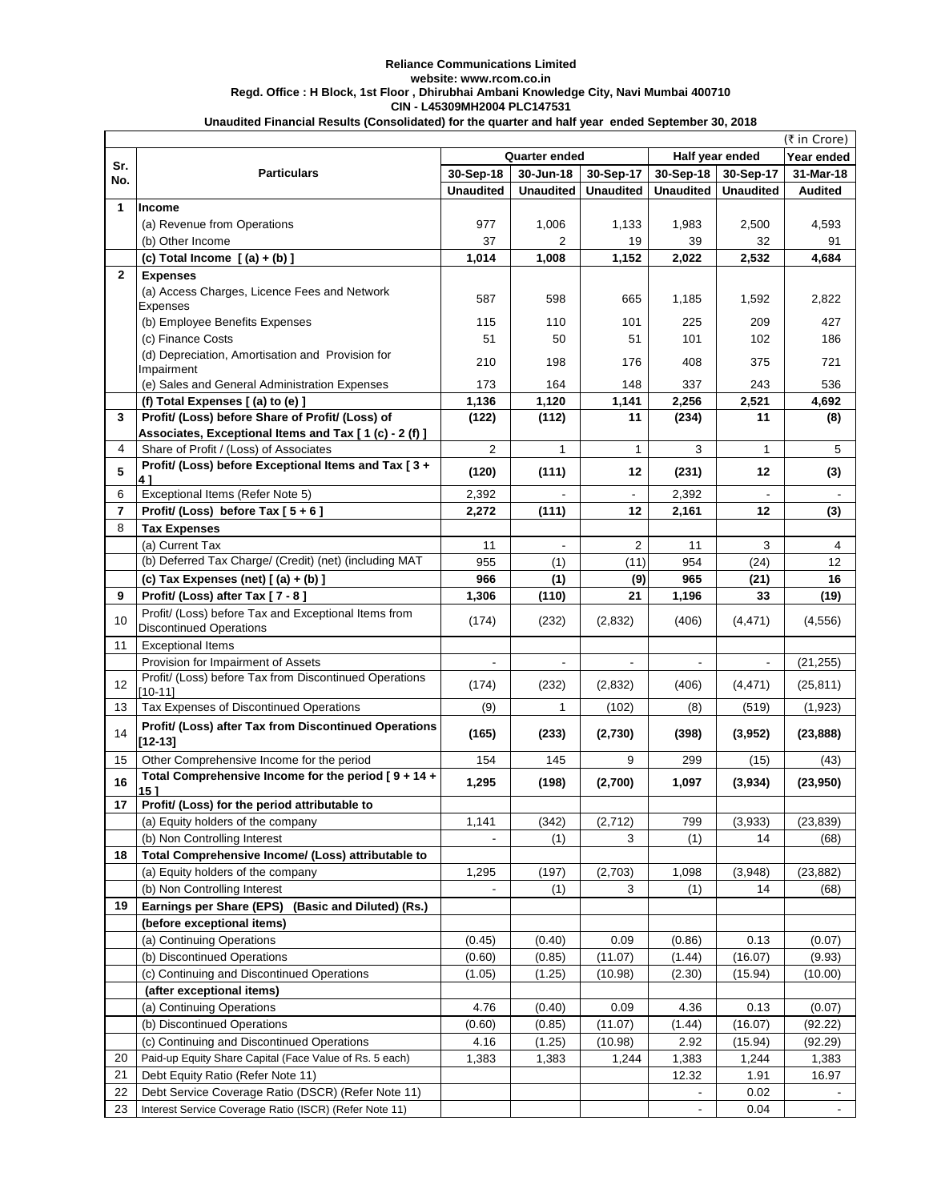**Reliance Communications Limited**
**website: www.rcom.co.in**
**Regd. Office : H Block, 1st Floor , Dhirubhai Ambani Knowledge City, Navi Mumbai 400710**
**CIN - L45309MH2004 PLC147531**
**Unaudited Financial Results (Consolidated) for the quarter and half year ended September 30, 2018**

(₹ in Crore)

| Sr. No. | Particulars | Quarter ended | | | Half year ended | | Year ended |
|---|---|---|---|---|---|---|---|
| | | 30-Sep-18 | 30-Jun-18 | 30-Sep-17 | 30-Sep-18 | 30-Sep-17 | 31-Mar-18 |
| | | Unaudited | Unaudited | Unaudited | Unaudited | Unaudited | Audited |
| **1** | **Income** | | | | | | |
| | (a) Revenue from Operations | 977 | 1,006 | 1,133 | 1,983 | 2,500 | 4,593 |
| | (b) Other Income | 37 | 2 | 19 | 39 | 32 | 91 |
| | **(c) Total Income [ (a) + (b) ]** | **1,014** | **1,008** | **1,152** | **2,022** | **2,532** | **4,684** |
| **2** | **Expenses** | | | | | | |
| | (a) Access Charges, Licence Fees and Network Expenses | 587 | 598 | 665 | 1,185 | 1,592 | 2,822 |
| | (b) Employee Benefits Expenses | 115 | 110 | 101 | 225 | 209 | 427 |
| | (c) Finance Costs | 51 | 50 | 51 | 101 | 102 | 186 |
| | (d) Depreciation, Amortisation and Provision for Impairment | 210 | 198 | 176 | 408 | 375 | 721 |
| | (e) Sales and General Administration Expenses | 173 | 164 | 148 | 337 | 243 | 536 |
| | **(f) Total Expenses [ (a) to (e) ]** | **1,136** | **1,120** | **1,141** | **2,256** | **2,521** | **4,692** |
| **3** | **Profit/ (Loss) before Share of Profit/ (Loss) of Associates, Exceptional Items and Tax [ 1 (c) - 2 (f) ]** | **(122)** | **(112)** | **11** | **(234)** | **11** | **(8)** |
| 4 | Share of Profit / (Loss) of Associates | 2 | 1 | 1 | 3 | 1 | 5 |
| **5** | **Profit/ (Loss) before Exceptional Items and Tax [ 3 + 4 ]** | **(120)** | **(111)** | **12** | **(231)** | **12** | **(3)** |
| 6 | Exceptional Items (Refer Note 5) | 2,392 | - | - | 2,392 | - | - |
| **7** | **Profit/ (Loss) before Tax [ 5 + 6 ]** | **2,272** | **(111)** | **12** | **2,161** | **12** | **(3)** |
| 8 | **Tax Expenses** | | | | | | |
| | (a) Current Tax | 11 | - | 2 | 11 | 3 | 4 |
| | (b) Deferred Tax Charge/ (Credit) (net) (including MAT | 955 | (1) | (11) | 954 | (24) | 12 |
| | **(c) Tax Expenses (net) [ (a) + (b) ]** | **966** | **(1)** | **(9)** | **965** | **(21)** | **16** |
| **9** | **Profit/ (Loss) after Tax [ 7 - 8 ]** | **1,306** | **(110)** | **21** | **1,196** | **33** | **(19)** |
| 10 | Profit/ (Loss) before Tax and Exceptional Items from Discontinued Operations | (174) | (232) | (2,832) | (406) | (4,471) | (4,556) |
| 11 | Exceptional Items | | | | | | |
| | Provision for Impairment of Assets | - | - | - | - | - | (21,255) |
| 12 | Profit/ (Loss) before Tax from Discontinued Operations [10-11] | (174) | (232) | (2,832) | (406) | (4,471) | (25,811) |
| 13 | Tax Expenses of Discontinued Operations | (9) | 1 | (102) | (8) | (519) | (1,923) |
| 14 | **Profit/ (Loss) after Tax from Discontinued Operations [12-13]** | **(165)** | **(233)** | **(2,730)** | **(398)** | **(3,952)** | **(23,888)** |
| 15 | Other Comprehensive Income for the period | 154 | 145 | 9 | 299 | (15) | (43) |
| **16** | **Total Comprehensive Income for the period [ 9 + 14 + 15 ]** | **1,295** | **(198)** | **(2,700)** | **1,097** | **(3,934)** | **(23,950)** |
| **17** | **Profit/ (Loss) for the period attributable to** | | | | | | |
| | (a) Equity holders of the company | 1,141 | (342) | (2,712) | 799 | (3,933) | (23,839) |
| | (b) Non Controlling Interest | - | (1) | 3 | (1) | 14 | (68) |
| **18** | **Total Comprehensive Income/ (Loss) attributable to** | | | | | | |
| | (a) Equity holders of the company | 1,295 | (197) | (2,703) | 1,098 | (3,948) | (23,882) |
| | (b) Non Controlling Interest | - | (1) | 3 | (1) | 14 | (68) |
| **19** | **Earnings per Share (EPS) (Basic and Diluted) (Rs.)** | | | | | | |
| | **(before exceptional items)** | | | | | | |
| | (a) Continuing Operations | (0.45) | (0.40) | 0.09 | (0.86) | 0.13 | (0.07) |
| | (b) Discontinued Operations | (0.60) | (0.85) | (11.07) | (1.44) | (16.07) | (9.93) |
| | (c) Continuing and Discontinued Operations | (1.05) | (1.25) | (10.98) | (2.30) | (15.94) | (10.00) |
| | **(after exceptional items)** | | | | | | |
| | (a) Continuing Operations | 4.76 | (0.40) | 0.09 | 4.36 | 0.13 | (0.07) |
| | (b) Discontinued Operations | (0.60) | (0.85) | (11.07) | (1.44) | (16.07) | (92.22) |
| | (c) Continuing and Discontinued Operations | 4.16 | (1.25) | (10.98) | 2.92 | (15.94) | (92.29) |
| 20 | Paid-up Equity Share Capital (Face Value of Rs. 5 each) | 1,383 | 1,383 | 1,244 | 1,383 | 1,244 | 1,383 |
| 21 | Debt Equity Ratio (Refer Note 11) | | | | 12.32 | 1.91 | 16.97 |
| 22 | Debt Service Coverage Ratio (DSCR) (Refer Note 11) | | | | - | 0.02 | - |
| 23 | Interest Service Coverage Ratio (ISCR) (Refer Note 11) | | | | - | 0.04 | - |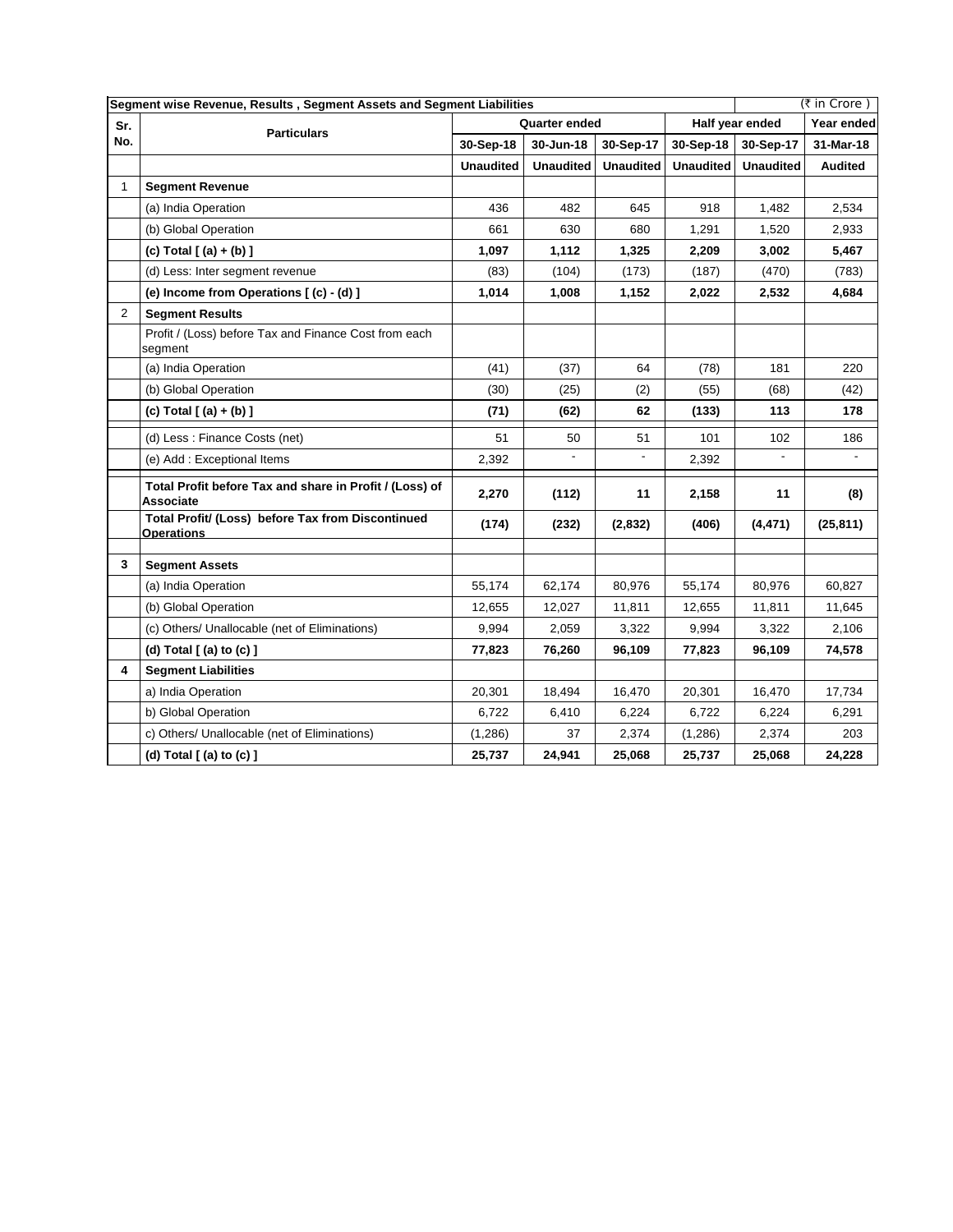| Segment wise Revenue, Results , Segment Assets and Segment Liabilities | | | | | | | (₹ in Crore ) |
|---|---|---|---|---|---|---|---|
| Sr. No. | Particulars | Quarter ended | | | Half year ended | | Year ended |
| | | 30-Sep-18 | 30-Jun-18 | 30-Sep-17 | 30-Sep-18 | 30-Sep-17 | 31-Mar-18 |
| | | **Unaudited** | **Unaudited** | **Unaudited** | **Unaudited** | **Unaudited** | **Audited** |
| 1 | **Segment Revenue** | | | | | | |
| | (a) India Operation | 436 | 482 | 645 | 918 | 1,482 | 2,534 |
| | (b) Global Operation | 661 | 630 | 680 | 1,291 | 1,520 | 2,933 |
| | **(c) Total [ (a) + (b) ]** | **1,097** | **1,112** | **1,325** | **2,209** | **3,002** | **5,467** |
| | (d) Less: Inter segment revenue | (83) | (104) | (173) | (187) | (470) | (783) |
| | **(e) Income from Operations [ (c) - (d) ]** | **1,014** | **1,008** | **1,152** | **2,022** | **2,532** | **4,684** |
| 2 | **Segment Results** | | | | | | |
| | Profit / (Loss) before Tax and Finance Cost from each segment | | | | | | |
| | (a) India Operation | (41) | (37) | 64 | (78) | 181 | 220 |
| | (b) Global Operation | (30) | (25) | (2) | (55) | (68) | (42) |
| | **(c) Total [ (a) + (b) ]** | **(71)** | **(62)** | **62** | **(133)** | **113** | **178** |
| | (d) Less : Finance Costs (net) | 51 | 50 | 51 | 101 | 102 | 186 |
| | (e) Add : Exceptional Items | 2,392 | - | - | 2,392 | - | - |
| | **Total Profit before Tax and share in Profit / (Loss) of Associate** | **2,270** | **(112)** | **11** | **2,158** | **11** | **(8)** |
| | **Total Profit/ (Loss) before Tax from Discontinued Operations** | **(174)** | **(232)** | **(2,832)** | **(406)** | **(4,471)** | **(25,811)** |
| 3 | **Segment Assets** | | | | | | |
| | (a) India Operation | 55,174 | 62,174 | 80,976 | 55,174 | 80,976 | 60,827 |
| | (b) Global Operation | 12,655 | 12,027 | 11,811 | 12,655 | 11,811 | 11,645 |
| | (c) Others/ Unallocable (net of Eliminations) | 9,994 | 2,059 | 3,322 | 9,994 | 3,322 | 2,106 |
| | **(d) Total [ (a) to (c) ]** | **77,823** | **76,260** | **96,109** | **77,823** | **96,109** | **74,578** |
| 4 | **Segment Liabilities** | | | | | | |
| | a) India Operation | 20,301 | 18,494 | 16,470 | 20,301 | 16,470 | 17,734 |
| | b) Global Operation | 6,722 | 6,410 | 6,224 | 6,722 | 6,224 | 6,291 |
| | c) Others/ Unallocable (net of Eliminations) | (1,286) | 37 | 2,374 | (1,286) | 2,374 | 203 |
| | **(d) Total [ (a) to (c) ]** | **25,737** | **24,941** | **25,068** | **25,737** | **25,068** | **24,228** |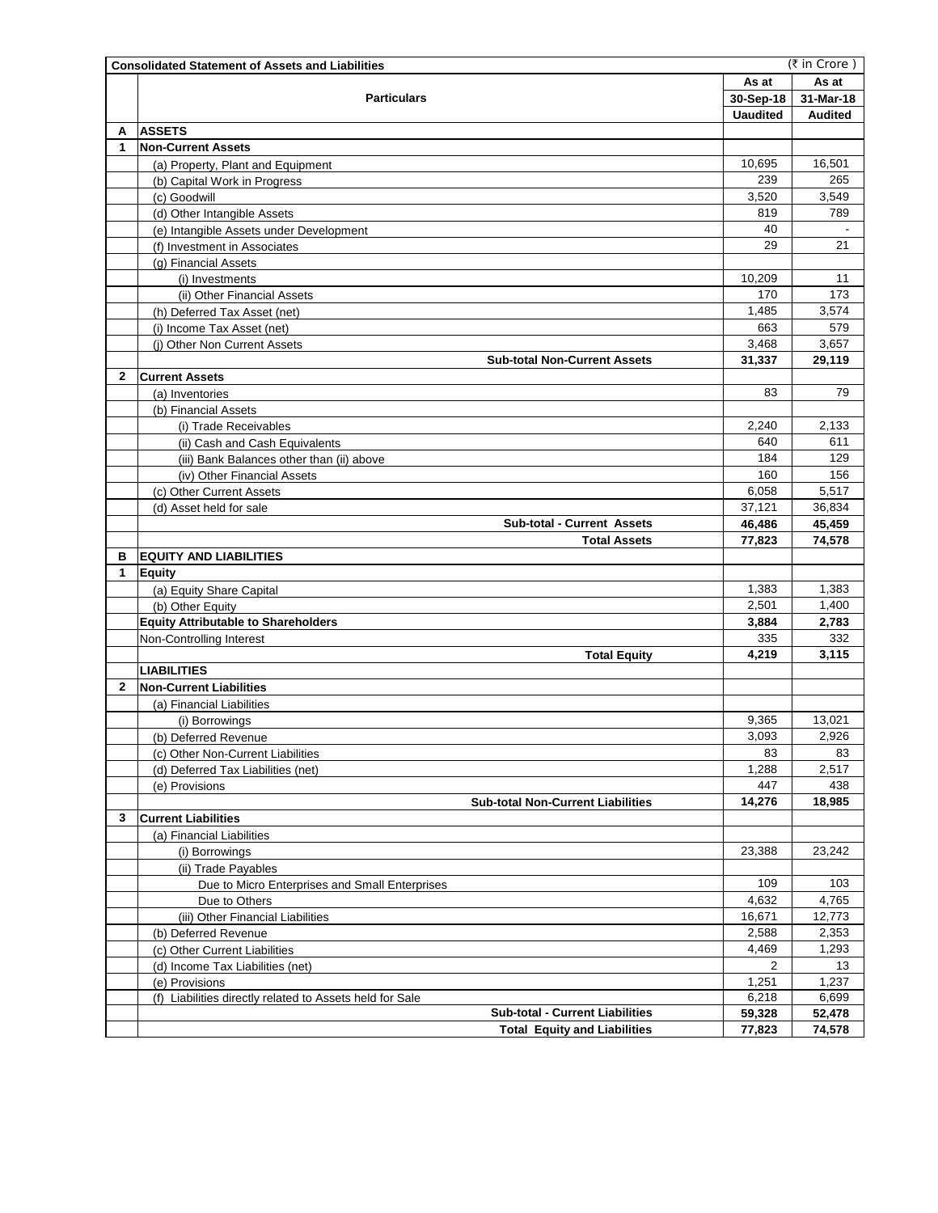| | Consolidated Statement of Assets and Liabilities | | (₹ in Crore ) |
|---|---|---|---|
| | **Particulars** | **As at 30-Sep-18 Uaudited** | **As at 31-Mar-18 Audited** |
| **A** | **ASSETS** | | |
| **1** | **Non-Current Assets** | | |
| | (a) Property, Plant and Equipment | 10,695 | 16,501 |
| | (b) Capital Work in Progress | 239 | 265 |
| | (c) Goodwill | 3,520 | 3,549 |
| | (d) Other Intangible Assets | 819 | 789 |
| | (e) Intangible Assets under Development | 40 | - |
| | (f) Investment in Associates | 29 | 21 |
| | (g) Financial Assets | | |
| | (i) Investments | 10,209 | 11 |
| | (ii) Other Financial Assets | 170 | 173 |
| | (h) Deferred Tax Asset (net) | 1,485 | 3,574 |
| | (i) Income Tax Asset (net) | 663 | 579 |
| | (j) Other Non Current Assets | 3,468 | 3,657 |
| | **Sub-total Non-Current Assets** | **31,337** | **29,119** |
| **2** | **Current Assets** | | |
| | (a) Inventories | 83 | 79 |
| | (b) Financial Assets | | |
| | (i) Trade Receivables | 2,240 | 2,133 |
| | (ii) Cash and Cash Equivalents | 640 | 611 |
| | (iii) Bank Balances other than (ii) above | 184 | 129 |
| | (iv) Other Financial Assets | 160 | 156 |
| | (c) Other Current Assets | 6,058 | 5,517 |
| | (d) Asset held for sale | 37,121 | 36,834 |
| | **Sub-total - Current Assets** | **46,486** | **45,459** |
| | **Total Assets** | **77,823** | **74,578** |
| **B** | **EQUITY AND LIABILITIES** | | |
| **1** | **Equity** | | |
| | (a) Equity Share Capital | 1,383 | 1,383 |
| | (b) Other Equity | 2,501 | 1,400 |
| | **Equity Attributable to Shareholders** | **3,884** | **2,783** |
| | Non-Controlling Interest | 335 | 332 |
| | **Total Equity** | **4,219** | **3,115** |
| | **LIABILITIES** | | |
| **2** | **Non-Current Liabilities** | | |
| | (a) Financial Liabilities | | |
| | (i) Borrowings | 9,365 | 13,021 |
| | (b) Deferred Revenue | 3,093 | 2,926 |
| | (c) Other Non-Current Liabilities | 83 | 83 |
| | (d) Deferred Tax Liabilities (net) | 1,288 | 2,517 |
| | (e) Provisions | 447 | 438 |
| | **Sub-total Non-Current Liabilities** | **14,276** | **18,985** |
| **3** | **Current Liabilities** | | |
| | (a) Financial Liabilities | | |
| | (i) Borrowings | 23,388 | 23,242 |
| | (ii) Trade Payables | | |
| | Due to Micro Enterprises and Small Enterprises | 109 | 103 |
| | Due to Others | 4,632 | 4,765 |
| | (iii) Other Financial Liabilities | 16,671 | 12,773 |
| | (b) Deferred Revenue | 2,588 | 2,353 |
| | (c) Other Current Liabilities | 4,469 | 1,293 |
| | (d) Income Tax Liabilities (net) | 2 | 13 |
| | (e) Provisions | 1,251 | 1,237 |
| | (f) Liabilities directly related to Assets held for Sale | 6,218 | 6,699 |
| | **Sub-total - Current Liabilities** | **59,328** | **52,478** |
| | **Total Equity and Liabilities** | **77,823** | **74,578** |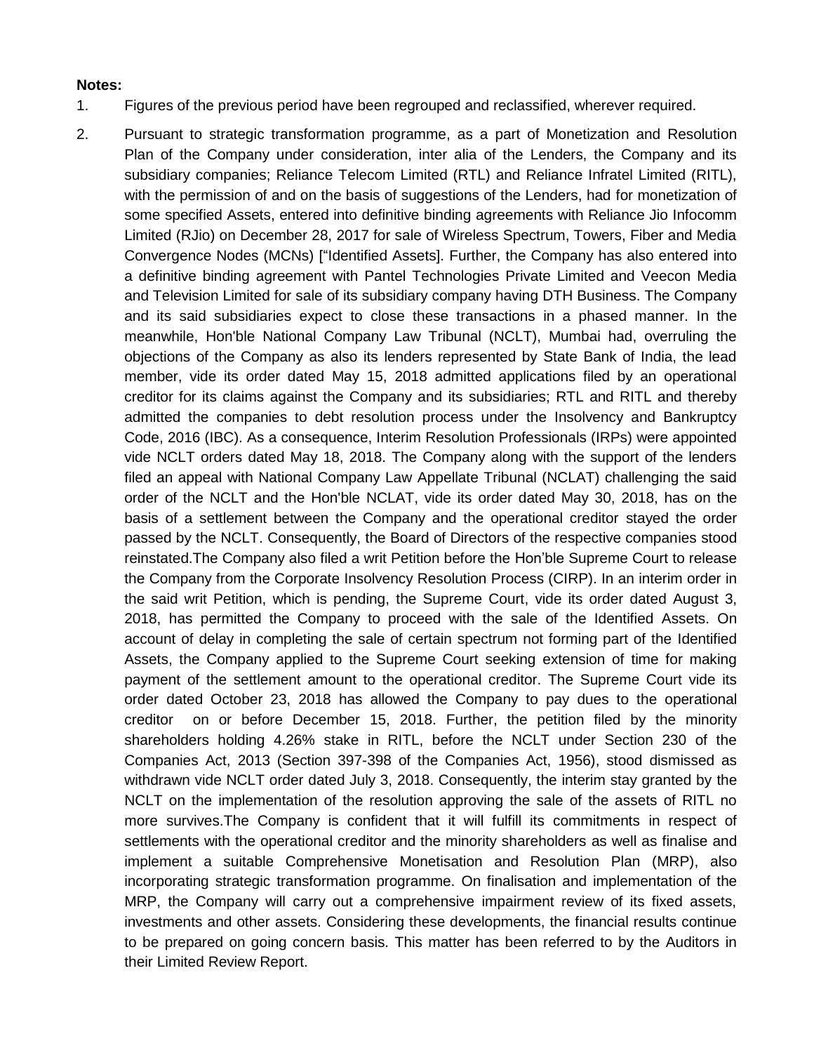**Notes:**

1. Figures of the previous period have been regrouped and reclassified, wherever required.

2. Pursuant to strategic transformation programme, as a part of Monetization and Resolution Plan of the Company under consideration, inter alia of the Lenders, the Company and its subsidiary companies; Reliance Telecom Limited (RTL) and Reliance Infratel Limited (RITL), with the permission of and on the basis of suggestions of the Lenders, had for monetization of some specified Assets, entered into definitive binding agreements with Reliance Jio Infocomm Limited (RJio) on December 28, 2017 for sale of Wireless Spectrum, Towers, Fiber and Media Convergence Nodes (MCNs) ["Identified Assets]. Further, the Company has also entered into a definitive binding agreement with Pantel Technologies Private Limited and Veecon Media and Television Limited for sale of its subsidiary company having DTH Business. The Company and its said subsidiaries expect to close these transactions in a phased manner. In the meanwhile, Hon'ble National Company Law Tribunal (NCLT), Mumbai had, overruling the objections of the Company as also its lenders represented by State Bank of India, the lead member, vide its order dated May 15, 2018 admitted applications filed by an operational creditor for its claims against the Company and its subsidiaries; RTL and RITL and thereby admitted the companies to debt resolution process under the Insolvency and Bankruptcy Code, 2016 (IBC). As a consequence, Interim Resolution Professionals (IRPs) were appointed vide NCLT orders dated May 18, 2018. The Company along with the support of the lenders filed an appeal with National Company Law Appellate Tribunal (NCLAT) challenging the said order of the NCLT and the Hon'ble NCLAT, vide its order dated May 30, 2018, has on the basis of a settlement between the Company and the operational creditor stayed the order passed by the NCLT. Consequently, the Board of Directors of the respective companies stood reinstated.The Company also filed a writ Petition before the Hon'ble Supreme Court to release the Company from the Corporate Insolvency Resolution Process (CIRP). In an interim order in the said writ Petition, which is pending, the Supreme Court, vide its order dated August 3, 2018, has permitted the Company to proceed with the sale of the Identified Assets. On account of delay in completing the sale of certain spectrum not forming part of the Identified Assets, the Company applied to the Supreme Court seeking extension of time for making payment of the settlement amount to the operational creditor. The Supreme Court vide its order dated October 23, 2018 has allowed the Company to pay dues to the operational creditor on or before December 15, 2018. Further, the petition filed by the minority shareholders holding 4.26% stake in RITL, before the NCLT under Section 230 of the Companies Act, 2013 (Section 397-398 of the Companies Act, 1956), stood dismissed as withdrawn vide NCLT order dated July 3, 2018. Consequently, the interim stay granted by the NCLT on the implementation of the resolution approving the sale of the assets of RITL no more survives.The Company is confident that it will fulfill its commitments in respect of settlements with the operational creditor and the minority shareholders as well as finalise and implement a suitable Comprehensive Monetisation and Resolution Plan (MRP), also incorporating strategic transformation programme. On finalisation and implementation of the MRP, the Company will carry out a comprehensive impairment review of its fixed assets, investments and other assets. Considering these developments, the financial results continue to be prepared on going concern basis. This matter has been referred to by the Auditors in their Limited Review Report.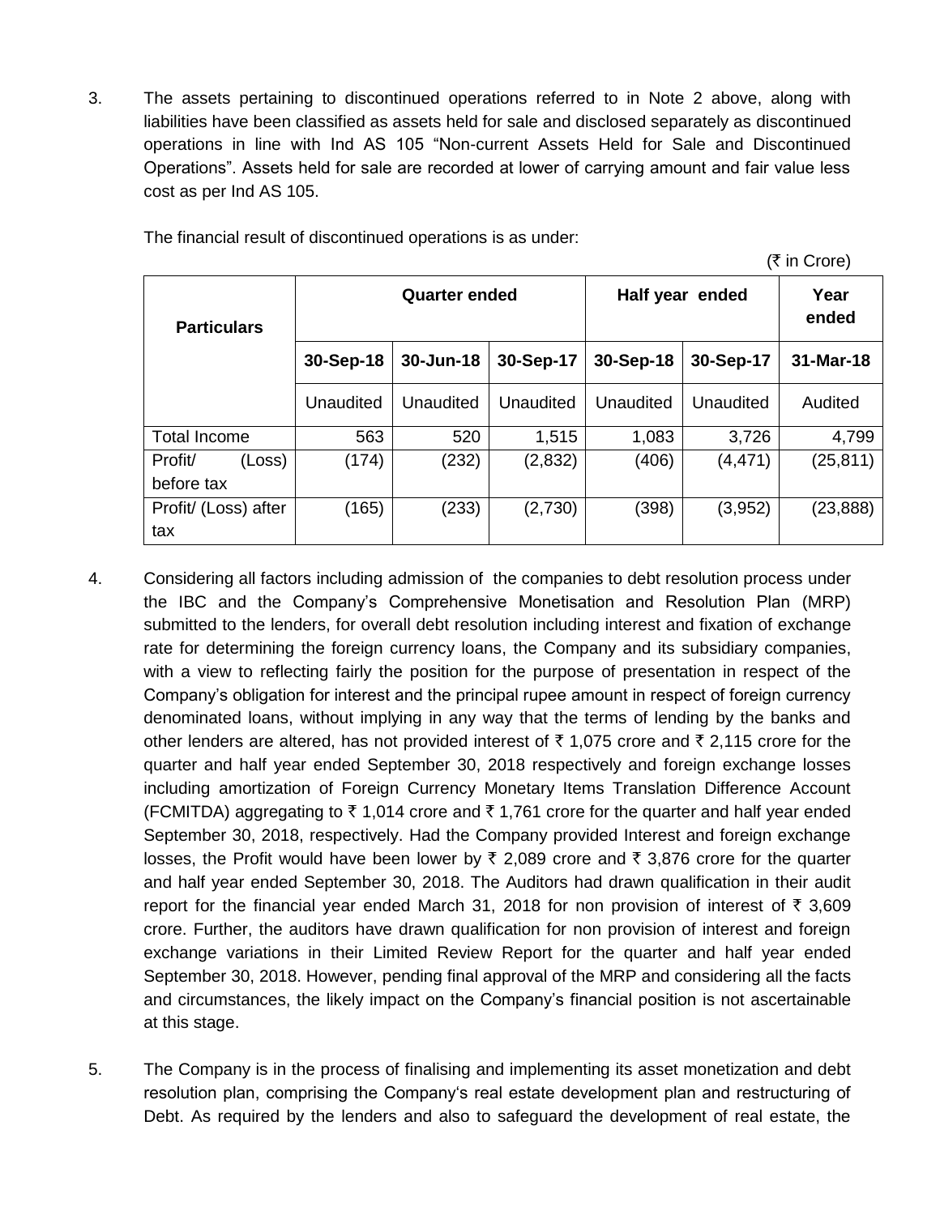3. The assets pertaining to discontinued operations referred to in Note 2 above, along with liabilities have been classified as assets held for sale and disclosed separately as discontinued operations in line with Ind AS 105 "Non-current Assets Held for Sale and Discontinued Operations". Assets held for sale are recorded at lower of carrying amount and fair value less cost as per Ind AS 105.

   The financial result of discontinued operations is as under:

(₹ in Crore)

| Particulars | Quarter ended | | | Half year ended | | Year ended |
|---|---|---|---|---|---|---|
| | 30-Sep-18 | 30-Jun-18 | 30-Sep-17 | 30-Sep-18 | 30-Sep-17 | 31-Mar-18 |
| | Unaudited | Unaudited | Unaudited | Unaudited | Unaudited | Audited |
| Total Income | 563 | 520 | 1,515 | 1,083 | 3,726 | 4,799 |
| Profit/ (Loss) before tax | (174) | (232) | (2,832) | (406) | (4,471) | (25,811) |
| Profit/ (Loss) after tax | (165) | (233) | (2,730) | (398) | (3,952) | (23,888) |

4. Considering all factors including admission of the companies to debt resolution process under the IBC and the Company's Comprehensive Monetisation and Resolution Plan (MRP) submitted to the lenders, for overall debt resolution including interest and fixation of exchange rate for determining the foreign currency loans, the Company and its subsidiary companies, with a view to reflecting fairly the position for the purpose of presentation in respect of the Company's obligation for interest and the principal rupee amount in respect of foreign currency denominated loans, without implying in any way that the terms of lending by the banks and other lenders are altered, has not provided interest of ₹ 1,075 crore and ₹ 2,115 crore for the quarter and half year ended September 30, 2018 respectively and foreign exchange losses including amortization of Foreign Currency Monetary Items Translation Difference Account (FCMITDA) aggregating to ₹ 1,014 crore and ₹ 1,761 crore for the quarter and half year ended September 30, 2018, respectively. Had the Company provided Interest and foreign exchange losses, the Profit would have been lower by ₹ 2,089 crore and ₹ 3,876 crore for the quarter and half year ended September 30, 2018. The Auditors had drawn qualification in their audit report for the financial year ended March 31, 2018 for non provision of interest of ₹ 3,609 crore. Further, the auditors have drawn qualification for non provision of interest and foreign exchange variations in their Limited Review Report for the quarter and half year ended September 30, 2018. However, pending final approval of the MRP and considering all the facts and circumstances, the likely impact on the Company's financial position is not ascertainable at this stage.

5. The Company is in the process of finalising and implementing its asset monetization and debt resolution plan, comprising the Company's real estate development plan and restructuring of Debt. As required by the lenders and also to safeguard the development of real estate, the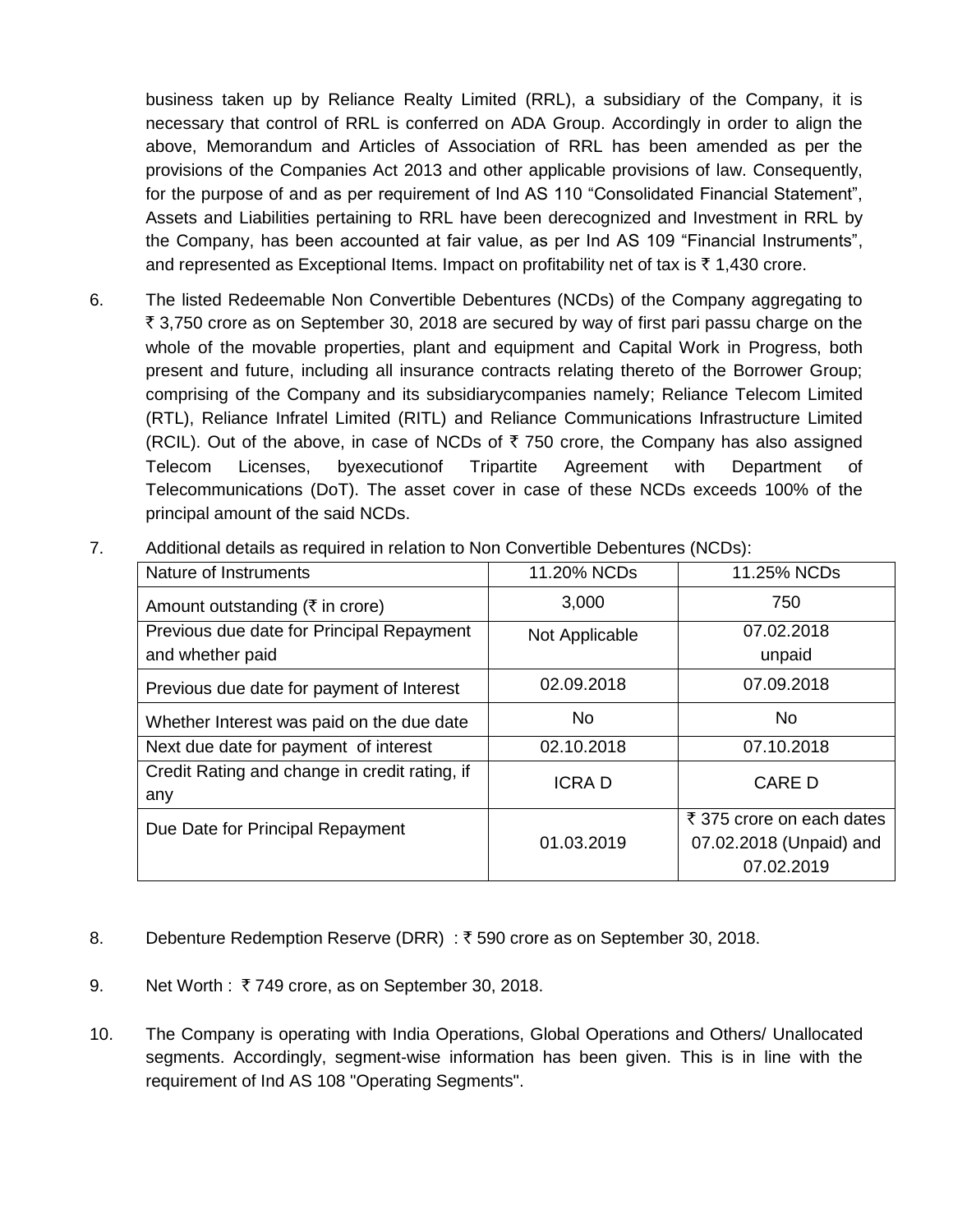business taken up by Reliance Realty Limited (RRL), a subsidiary of the Company, it is necessary that control of RRL is conferred on ADA Group. Accordingly in order to align the above, Memorandum and Articles of Association of RRL has been amended as per the provisions of the Companies Act 2013 and other applicable provisions of law. Consequently, for the purpose of and as per requirement of Ind AS 110 "Consolidated Financial Statement", Assets and Liabilities pertaining to RRL have been derecognized and Investment in RRL by the Company, has been accounted at fair value, as per Ind AS 109 "Financial Instruments", and represented as Exceptional Items. Impact on profitability net of tax is ₹ 1,430 crore.

6. The listed Redeemable Non Convertible Debentures (NCDs) of the Company aggregating to ₹ 3,750 crore as on September 30, 2018 are secured by way of first pari passu charge on the whole of the movable properties, plant and equipment and Capital Work in Progress, both present and future, including all insurance contracts relating thereto of the Borrower Group; comprising of the Company and its subsidiarycompanies namely; Reliance Telecom Limited (RTL), Reliance Infratel Limited (RITL) and Reliance Communications Infrastructure Limited (RCIL). Out of the above, in case of NCDs of ₹ 750 crore, the Company has also assigned Telecom Licenses, byexecutionof Tripartite Agreement with Department of Telecommunications (DoT). The asset cover in case of these NCDs exceeds 100% of the principal amount of the said NCDs.

7. Additional details as required in relation to Non Convertible Debentures (NCDs):

| Nature of Instruments | 11.20% NCDs | 11.25% NCDs |
|---|---|---|
| Amount outstanding (₹ in crore) | 3,000 | 750 |
| Previous due date for Principal Repayment and whether paid | Not Applicable | 07.02.2018 unpaid |
| Previous due date for payment of Interest | 02.09.2018 | 07.09.2018 |
| Whether Interest was paid on the due date | No | No |
| Next due date for payment of interest | 02.10.2018 | 07.10.2018 |
| Credit Rating and change in credit rating, if any | ICRA D | CARE D |
| Due Date for Principal Repayment | 01.03.2019 | ₹ 375 crore on each dates 07.02.2018 (Unpaid) and 07.02.2019 |

8. Debenture Redemption Reserve (DRR) : ₹ 590 crore as on September 30, 2018.

9. Net Worth : ₹ 749 crore, as on September 30, 2018.

10. The Company is operating with India Operations, Global Operations and Others/ Unallocated segments. Accordingly, segment-wise information has been given. This is in line with the requirement of Ind AS 108 "Operating Segments".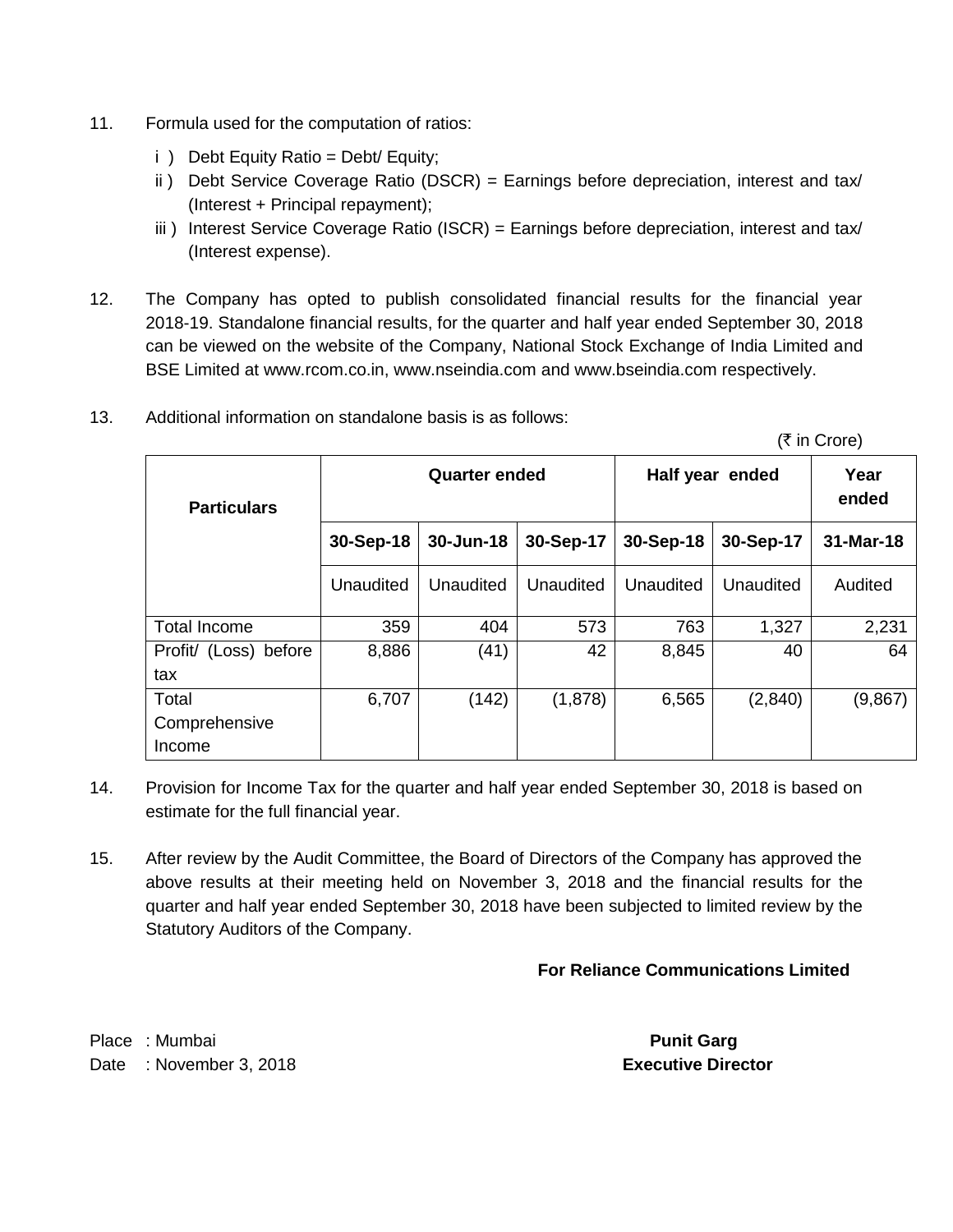11. Formula used for the computation of ratios:

    i ) Debt Equity Ratio = Debt/ Equity;

    ii ) Debt Service Coverage Ratio (DSCR) = Earnings before depreciation, interest and tax/ (Interest + Principal repayment);

    iii ) Interest Service Coverage Ratio (ISCR) = Earnings before depreciation, interest and tax/ (Interest expense).

12. The Company has opted to publish consolidated financial results for the financial year 2018-19. Standalone financial results, for the quarter and half year ended September 30, 2018 can be viewed on the website of the Company, National Stock Exchange of India Limited and BSE Limited at www.rcom.co.in, www.nseindia.com and www.bseindia.com respectively.

13. Additional information on standalone basis is as follows:

(₹ in Crore)

| Particulars | Quarter ended | | | Half year ended | | Year ended |
|---|---|---|---|---|---|---|
| | 30-Sep-18 | 30-Jun-18 | 30-Sep-17 | 30-Sep-18 | 30-Sep-17 | 31-Mar-18 |
| | Unaudited | Unaudited | Unaudited | Unaudited | Unaudited | Audited |
| Total Income | 359 | 404 | 573 | 763 | 1,327 | 2,231 |
| Profit/ (Loss) before tax | 8,886 | (41) | 42 | 8,845 | 40 | 64 |
| Total Comprehensive Income | 6,707 | (142) | (1,878) | 6,565 | (2,840) | (9,867) |

14. Provision for Income Tax for the quarter and half year ended September 30, 2018 is based on estimate for the full financial year.

15. After review by the Audit Committee, the Board of Directors of the Company has approved the above results at their meeting held on November 3, 2018 and the financial results for the quarter and half year ended September 30, 2018 have been subjected to limited review by the Statutory Auditors of the Company.

**For Reliance Communications Limited**

Place : Mumbai

Date : November 3, 2018

**Punit Garg**

**Executive Director**